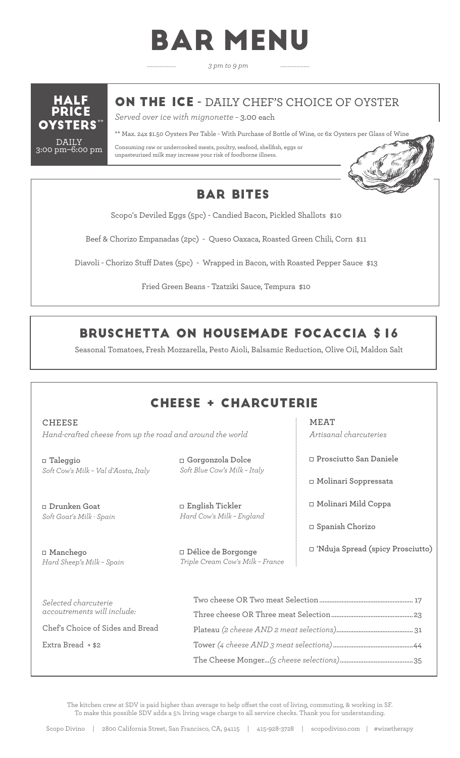# BAR MENU

*3 pm to 9 pm*

## HALF PRICE OYSTERS**

DAILY 3:00 pm–6:00 pm

## ON THE ICE - DAILY CHEF'S CHOICE OF OYSTER

*Served over ice with mignonette* – 3.00 each

** Max. 24x $1.50 Oysters Per Table - With Purchase of Bottle of Wine, or 6x Oysters per Glass of Wine

Consuming raw or undercooked meats, poultry, seafood, shellfish, eggs or unpasteurized milk may increase your risk of foodborne illness.

## BAR BITES

Scopo's Deviled Eggs (5pc) - Candied Bacon, Pickled Shallots $10

Beef & Chorizo Empanadas (2pc) - Queso Oaxaca, Roasted Green Chili, Corn $11

Diavoli - Chorizo Stuff Dates (5pc) - Wrapped in Bacon, with Roasted Pepper Sauce $13

Fried Green Beans - Tzatziki Sauce, Tempura $10

## BRUSCHETTA ON HOUSEMADE FOCACCIA $16

Seasonal Tomatoes, Fresh Mozzarella, Pesto Aioli, Balsamic Reduction, Olive Oil, Maldon Salt

## CHEESE + CHARCUTERIE

### CHEESE

*Hand-crafted cheese from up the road and around the world*

- □ **Taleggio** – *Soft Cow's Milk – Val d'Aosta, Italy*
- □ **Gorgonzola Dolce** – *Soft Blue Cow's Milk – Italy*
- □ **Drunken Goat** – *Soft Goat's Milk - Spain*
- □ **English Tickler** – *Hard Cow's Milk – England*
- □ **Manchego** – *Hard Sheep's Milk – Spain*
- □ **Délice de Borgonge** – *Triple Cream Cow's Milk – France*

### MEAT

*Artisanal charcuteries*

- □ **Prosciutto San Daniele**
- □ **Molinari Soppressata**
- □ **Molinari Mild Coppa**
- □ **Spanish Chorizo**
- □ **'Nduja Spread (spicy Prosciutto)**

*Selected charcuterie accoutrements will include:*

Chef's Choice of Sides and Bread

Extra Bread + $2

Two cheese OR Two meat Selection ........ 17

Three cheese OR Three meat Selection ........ 23

Plateau *(2 cheese AND 2 meat selections)* ........ 31

Tower *(4 cheese AND 3 meat selections)* ........ 44

The Cheese Monger...*(5 cheese selections)* ........ 35

The kitchen crew at SDV is paid higher than average to help offset the cost of living, commuting, & working in SF. To make this possible SDV adds a 5% living wage charge to all service checks. Thank you for understanding.

Scopo Divino | 2800 California Street, San Francisco, CA, 94115 | 415-928-3728 | scopodivino.com | #winetherapy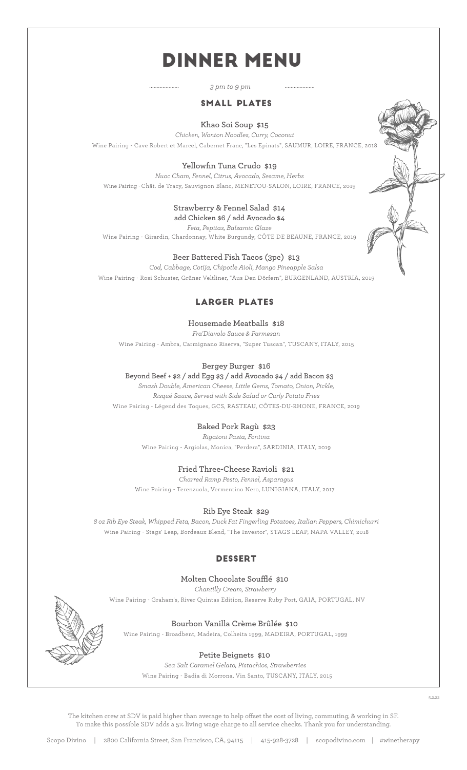# DINNER MENU

*3 pm to 9 pm*

## SMALL PLATES

**Khao Soi Soup $15**
*Chicken, Wonton Noodles, Curry, Coconut*
Wine Pairing - Cave Robert et Marcel, Cabernet Franc, "Les Epinats", SAUMUR, LOIRE, FRANCE, 2018

**Yellowfin Tuna Crudo $19**
*Nuoc Cham, Fennel, Citrus, Avocado, Sesame, Herbs*
Wine Pairing - Chât. de Tracy, Sauvignon Blanc, MENETOU-SALON, LOIRE, FRANCE, 2019

**Strawberry & Fennel Salad $14**
**add Chicken $6 / add Avocado $4**
*Feta, Pepitas, Balsamic Glaze*
Wine Pairing - Girardin, Chardonnay, White Burgundy, CÔTE DE BEAUNE, FRANCE, 2019

**Beer Battered Fish Tacos (3pc) $13**
*Cod, Cabbage, Cotija, Chipotle Aioli, Mango Pineapple Salsa*
Wine Pairing - Rosi Schuster, Grüner Veltliner, "Aus Den Dörfern", BURGENLAND, AUSTRIA, 2019

## LARGER PLATES

**Housemade Meatballs $18**
*Fra'Diavolo Sauce & Parmesan*
Wine Pairing - Ambra, Carmignano Riserva, "Super Tuscan", TUSCANY, ITALY, 2015

**Bergey Burger $16**
**Beyond Beef + $2 / add Egg $3 / add Avocado $4 / add Bacon $3**
*Smash Double, American Cheese, Little Gems, Tomato, Onion, Pickle, Risqué Sauce, Served with Side Salad or Curly Potato Fries*
Wine Pairing - Légend des Toques, GCS, RASTEAU, CÔTES-DU-RHONE, FRANCE, 2019

**Baked Pork Ragù $23**
*Rigatoni Pasta, Fontina*
Wine Pairing - Argiolas, Monica, "Perdera", SARDINIA, ITALY, 2019

**Fried Three-Cheese Ravioli $21**
*Charred Ramp Pesto, Fennel, Asparagus*
Wine Pairing - Terenzuola, Vermentino Nero, LUNIGIANA, ITALY, 2017

**Rib Eye Steak $29**
*8 oz Rib Eye Steak, Whipped Feta, Bacon, Duck Fat Fingerling Potatoes, Italian Peppers, Chimichurri*
Wine Pairing - Stags' Leap, Bordeaux Blend, "The Investor", STAGS LEAP, NAPA VALLEY, 2018

## DESSERT

**Molten Chocolate Soufflé $10**
*Chantilly Cream, Strawberry*
Wine Pairing - Graham's, River Quintas Edition, Reserve Ruby Port, GAIA, PORTUGAL, NV

**Bourbon Vanilla Crème Brûlée $10**
Wine Pairing - Broadbent, Madeira, Colheita 1999, MADEIRA, PORTUGAL, 1999

**Petite Beignets $10**
*Sea Salt Caramel Gelato, Pistachios, Strawberries*
Wine Pairing - Badia di Morrona, Vin Santo, TUSCANY, ITALY, 2015

5.2.22

The kitchen crew at SDV is paid higher than average to help offset the cost of living, commuting, & working in SF. To make this possible SDV adds a 5% living wage charge to all service checks. Thank you for understanding.

Scopo Divino | 2800 California Street, San Francisco, CA, 94115 | 415-928-3728 | scopodivino.com | #winetherapy